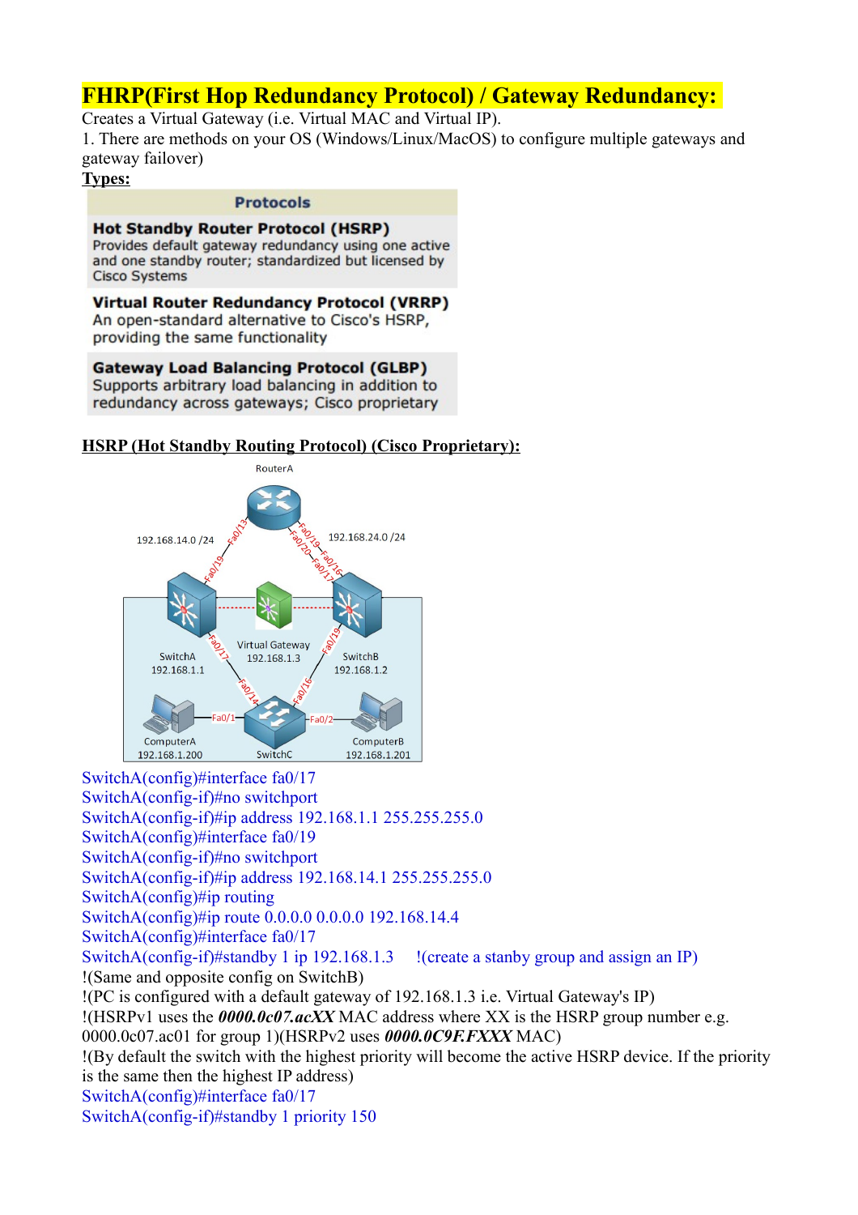# FHRP(First Hop Redundancy Protocol) / Gateway Redundancy:

Creates a Virtual Gateway (i.e. Virtual MAC and Virtual IP).
1. There are methods on your OS (Windows/Linux/MacOS) to configure multiple gateways and gateway failover)

**Types:**

| Protocols |
| --- |
| **Hot Standby Router Protocol (HSRP)** Provides default gateway redundancy using one active and one standby router; standardized but licensed by Cisco Systems |
| **Virtual Router Redundancy Protocol (VRRP)** An open-standard alternative to Cisco's HSRP, providing the same functionality |
| **Gateway Load Balancing Protocol (GLBP)** Supports arbitrary load balancing in addition to redundancy across gateways; Cisco proprietary |

**HSRP (Hot Standby Routing Protocol) (Cisco Proprietary):**

```
SwitchA(config)#interface fa0/17
SwitchA(config-if)#no switchport
SwitchA(config-if)#ip address 192.168.1.1 255.255.255.0
SwitchA(config)#interface fa0/19
SwitchA(config-if)#no switchport
SwitchA(config-if)#ip address 192.168.14.1 255.255.255.0
SwitchA(config)#ip routing
SwitchA(config)#ip route 0.0.0.0 0.0.0.0 192.168.14.4
SwitchA(config)#interface fa0/17
SwitchA(config-if)#standby 1 ip 192.168.1.3     !(create a stanby group and assign an IP)
```

!(Same and opposite config on SwitchB)
!(PC is configured with a default gateway of 192.168.1.3 i.e. Virtual Gateway's IP)
!(HSRPv1 uses the ***0000.0c07.acXX*** MAC address where XX is the HSRP group number e.g. 0000.0c07.ac01 for group 1)(HSRPv2 uses ***0000.0C9F.FXXX*** MAC)
!(By default the switch with the highest priority will become the active HSRP device. If the priority is the same then the highest IP address)

```
SwitchA(config)#interface fa0/17
SwitchA(config-if)#standby 1 priority 150
```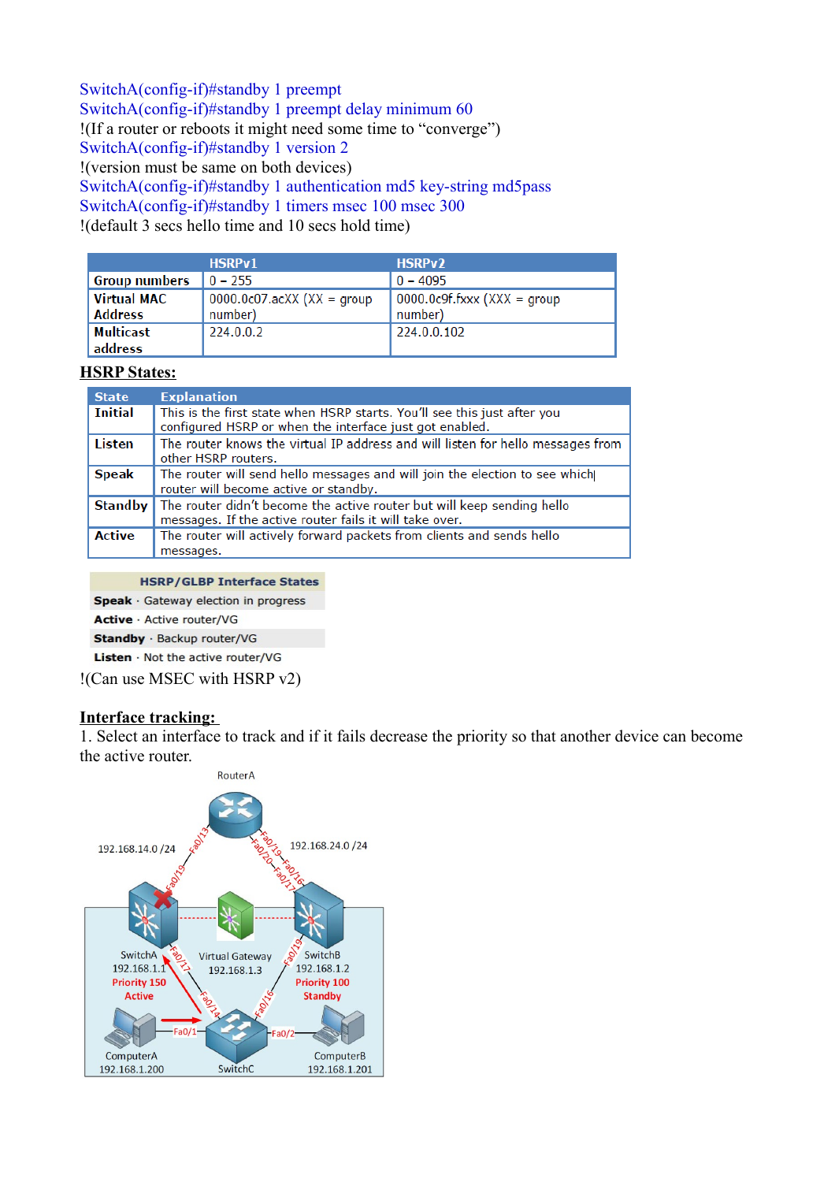SwitchA(config-if)#standby 1 preempt
SwitchA(config-if)#standby 1 preempt delay minimum 60
!(If a router or reboots it might need some time to "converge")
SwitchA(config-if)#standby 1 version 2
!(version must be same on both devices)
SwitchA(config-if)#standby 1 authentication md5 key-string md5pass
SwitchA(config-if)#standby 1 timers msec 100 msec 300
!(default 3 secs hello time and 10 secs hold time)

| | HSRPv1 | HSRPv2 |
|---|---|---|
| **Group numbers** | 0 – 255 | 0 – 4095 |
| **Virtual MAC Address** | 0000.0c07.acXX (XX = group number) | 0000.0c9f.fxxx (XXX = group number) |
| **Multicast address** | 224.0.0.2 | 224.0.0.102 |

**HSRP States:**

| State | Explanation |
|---|---|
| **Initial** | This is the first state when HSRP starts. You'll see this just after you configured HSRP or when the interface just got enabled. |
| **Listen** | The router knows the virtual IP address and will listen for hello messages from other HSRP routers. |
| **Speak** | The router will send hello messages and will join the election to see which router will become active or standby. |
| **Standby** | The router didn't become the active router but will keep sending hello messages. If the active router fails it will take over. |
| **Active** | The router will actively forward packets from clients and sends hello messages. |

| HSRP/GLBP Interface States |
|---|
| **Speak** · Gateway election in progress |
| **Active** · Active router/VG |
| **Standby** · Backup router/VG |
| **Listen** · Not the active router/VG |

!(Can use MSEC with HSRP v2)

**Interface tracking:**

1. Select an interface to track and if it fails decrease the priority so that another device can become the active router.

RouterA
192.168.14.0 /24
192.168.24.0 /24
SwitchA 192.168.1.1 Priority 150 Active
Virtual Gateway 192.168.1.3
SwitchB 192.168.1.2 Priority 100 Standby
ComputerA 192.168.1.200
SwitchC
ComputerB 192.168.1.201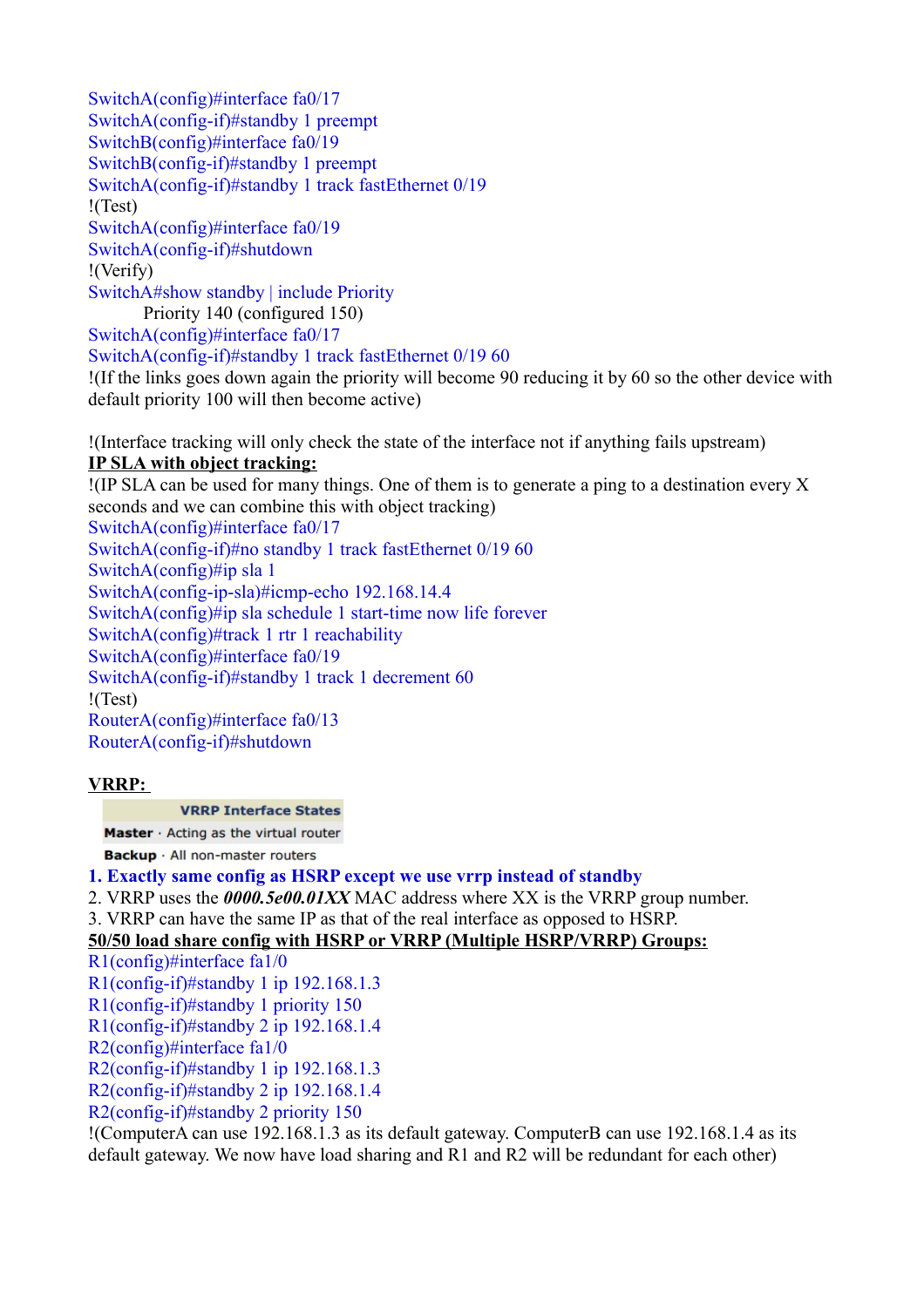SwitchA(config)#interface fa0/17
SwitchA(config-if)#standby 1 preempt
SwitchB(config)#interface fa0/19
SwitchB(config-if)#standby 1 preempt
SwitchA(config-if)#standby 1 track fastEthernet 0/19
!(Test)
SwitchA(config)#interface fa0/19
SwitchA(config-if)#shutdown
!(Verify)
SwitchA#show standby | include Priority
    Priority 140 (configured 150)
SwitchA(config)#interface fa0/17
SwitchA(config-if)#standby 1 track fastEthernet 0/19 60
!(If the links goes down again the priority will become 90 reducing it by 60 so the other device with default priority 100 will then become active)

!(Interface tracking will only check the state of the interface not if anything fails upstream)

**IP SLA with object tracking:**

!(IP SLA can be used for many things. One of them is to generate a ping to a destination every X seconds and we can combine this with object tracking)
SwitchA(config)#interface fa0/17
SwitchA(config-if)#no standby 1 track fastEthernet 0/19 60
SwitchA(config)#ip sla 1
SwitchA(config-ip-sla)#icmp-echo 192.168.14.4
SwitchA(config)#ip sla schedule 1 start-time now life forever
SwitchA(config)#track 1 rtr 1 reachability
SwitchA(config)#interface fa0/19
SwitchA(config-if)#standby 1 track 1 decrement 60
!(Test)
RouterA(config)#interface fa0/13
RouterA(config-if)#shutdown

**VRRP:**

| VRRP Interface States |
| --- |
| **Master** · Acting as the virtual router |
| **Backup** · All non-master routers |

1. **Exactly same config as HSRP except we use vrrp instead of standby**
2. VRRP uses the ***0000.5e00.01XX*** MAC address where XX is the VRRP group number.
3. VRRP can have the same IP as that of the real interface as opposed to HSRP.

**50/50 load share config with HSRP or VRRP (Multiple HSRP/VRRP) Groups:**

R1(config)#interface fa1/0
R1(config-if)#standby 1 ip 192.168.1.3
R1(config-if)#standby 1 priority 150
R1(config-if)#standby 2 ip 192.168.1.4
R2(config)#interface fa1/0
R2(config-if)#standby 1 ip 192.168.1.3
R2(config-if)#standby 2 ip 192.168.1.4
R2(config-if)#standby 2 priority 150
!(ComputerA can use 192.168.1.3 as its default gateway. ComputerB can use 192.168.1.4 as its default gateway. We now have load sharing and R1 and R2 will be redundant for each other)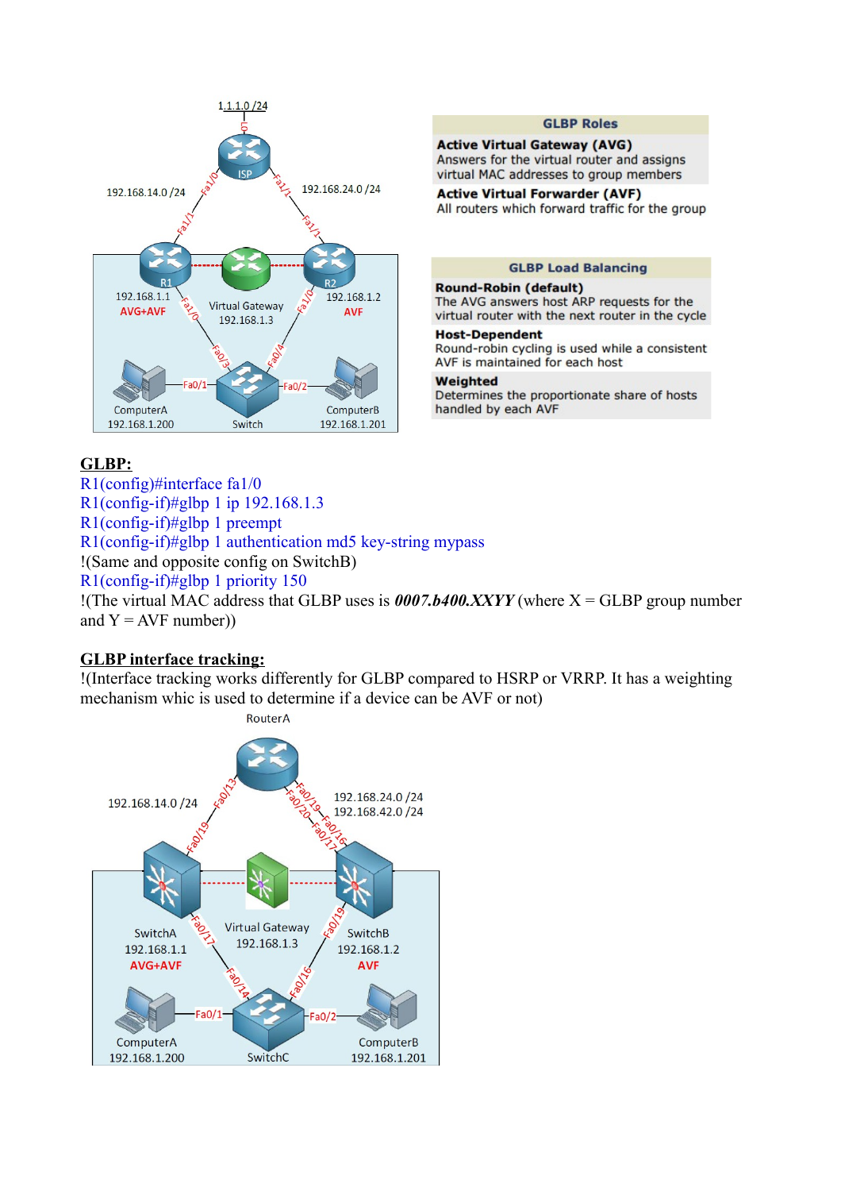| GLBP Roles |
| --- |
| **Active Virtual Gateway (AVG)** Answers for the virtual router and assigns virtual MAC addresses to group members |
| **Active Virtual Forwarder (AVF)** All routers which forward traffic for the group |

| GLBP Load Balancing |
| --- |
| **Round-Robin (default)** The AVG answers host ARP requests for the virtual router with the next router in the cycle |
| **Host-Dependent** Round-robin cycling is used while a consistent AVF is maintained for each host |
| **Weighted** Determines the proportionate share of hosts handled by each AVF |

## GLBP:

R1(config)#interface fa1/0
R1(config-if)#glbp 1 ip 192.168.1.3
R1(config-if)#glbp 1 preempt
R1(config-if)#glbp 1 authentication md5 key-string mypass
!(Same and opposite config on SwitchB)
R1(config-if)#glbp 1 priority 150
!(The virtual MAC address that GLBP uses is ***0007.b400.XXYY*** (where X = GLBP group number and Y = AVF number))

## GLBP interface tracking:

!(Interface tracking works differently for GLBP compared to HSRP or VRRP. It has a weighting mechanism whic is used to determine if a device can be AVF or not)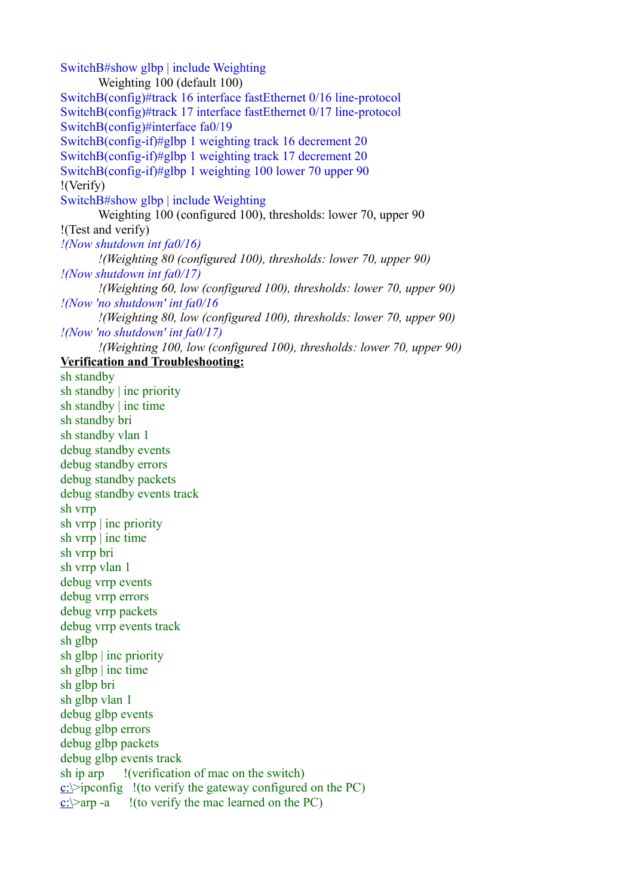```
SwitchB#show glbp | include Weighting
        Weighting 100 (default 100)
SwitchB(config)#track 16 interface fastEthernet 0/16 line-protocol
SwitchB(config)#track 17 interface fastEthernet 0/17 line-protocol
SwitchB(config)#interface fa0/19
SwitchB(config-if)#glbp 1 weighting track 16 decrement 20
SwitchB(config-if)#glbp 1 weighting track 17 decrement 20
SwitchB(config-if)#glbp 1 weighting 100 lower 70 upper 90
!(Verify)
SwitchB#show glbp | include Weighting
        Weighting 100 (configured 100), thresholds: lower 70, upper 90
!(Test and verify)
!(Now shutdown int fa0/16)
        !(Weighting 80 (configured 100), thresholds: lower 70, upper 90)
!(Now shutdown int fa0/17)
        !(Weighting 60, low (configured 100), thresholds: lower 70, upper 90)
!(Now 'no shutdown' int fa0/16
        !(Weighting 80, low (configured 100), thresholds: lower 70, upper 90)
!(Now 'no shutdown' int fa0/17)
        !(Weighting 100, low (configured 100), thresholds: lower 70, upper 90)
```

**Verification and Troubleshooting:**

```
sh standby
sh standby | inc priority
sh standby | inc time
sh standby bri
sh standby vlan 1
debug standby events
debug standby errors
debug standby packets
debug standby events track
sh vrrp
sh vrrp | inc priority
sh vrrp | inc time
sh vrrp bri
sh vrrp vlan 1
debug vrrp events
debug vrrp errors
debug vrrp packets
debug vrrp events track
sh glbp
sh glbp | inc priority
sh glbp | inc time
sh glbp bri
sh glbp vlan 1
debug glbp events
debug glbp errors
debug glbp packets
debug glbp events track
sh ip arp      !(verification of mac on the switch)
c:\>ipconfig   !(to verify the gateway configured on the PC)
c:\>arp -a      !(to verify the mac learned on the PC)
```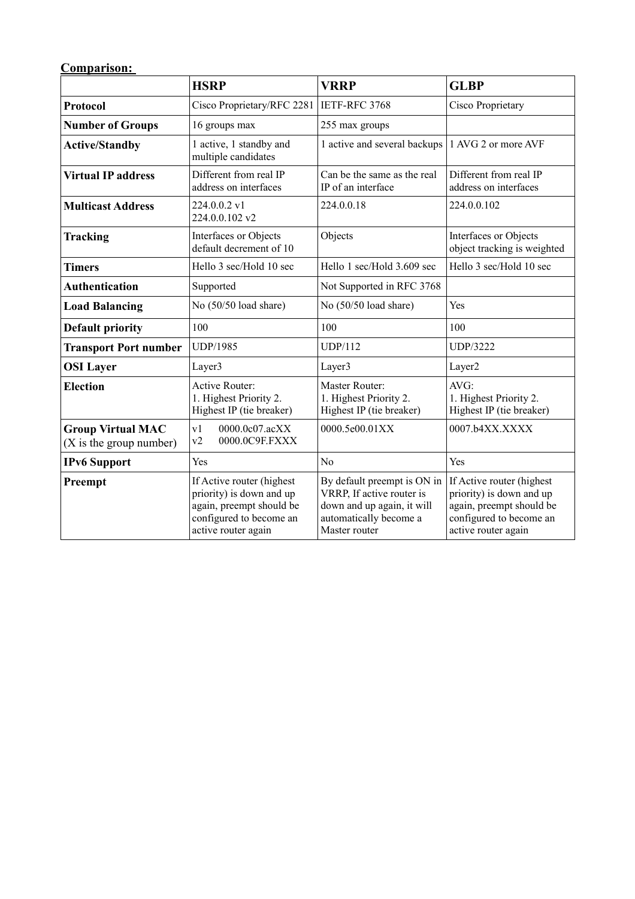**Comparison:**

| | **HSRP** | **VRRP** | **GLBP** |
|---|---|---|---|
| **Protocol** | Cisco Proprietary/RFC 2281 | IETF-RFC 3768 | Cisco Proprietary |
| **Number of Groups** | 16 groups max | 255 max groups | |
| **Active/Standby** | 1 active, 1 standby and multiple candidates | 1 active and several backups | 1 AVG 2 or more AVF |
| **Virtual IP address** | Different from real IP address on interfaces | Can be the same as the real IP of an interface | Different from real IP address on interfaces |
| **Multicast Address** | 224.0.0.2 v1<br>224.0.0.102 v2 | 224.0.0.18 | 224.0.0.102 |
| **Tracking** | Interfaces or Objects default decrement of 10 | Objects | Interfaces or Objects object tracking is weighted |
| **Timers** | Hello 3 sec/Hold 10 sec | Hello 1 sec/Hold 3.609 sec | Hello 3 sec/Hold 10 sec |
| **Authentication** | Supported | Not Supported in RFC 3768 | |
| **Load Balancing** | No (50/50 load share) | No (50/50 load share) | Yes |
| **Default priority** | 100 | 100 | 100 |
| **Transport Port number** | UDP/1985 | UDP/112 | UDP/3222 |
| **OSI Layer** | Layer3 | Layer3 | Layer2 |
| **Election** | Active Router:<br>1. Highest Priority 2. Highest IP (tie breaker) | Master Router:<br>1. Highest Priority 2. Highest IP (tie breaker) | AVG:<br>1. Highest Priority 2. Highest IP (tie breaker) |
| **Group Virtual MAC** (X is the group number) | v1 0000.0c07.acXX<br>v2 0000.0C9F.FXXX | 0000.5e00.01XX | 0007.b4XX.XXXX |
| **IPv6 Support** | Yes | No | Yes |
| **Preempt** | If Active router (highest priority) is down and up again, preempt should be configured to become an active router again | By default preempt is ON in VRRP, If active router is down and up again, it will automatically become a Master router | If Active router (highest priority) is down and up again, preempt should be configured to become an active router again |